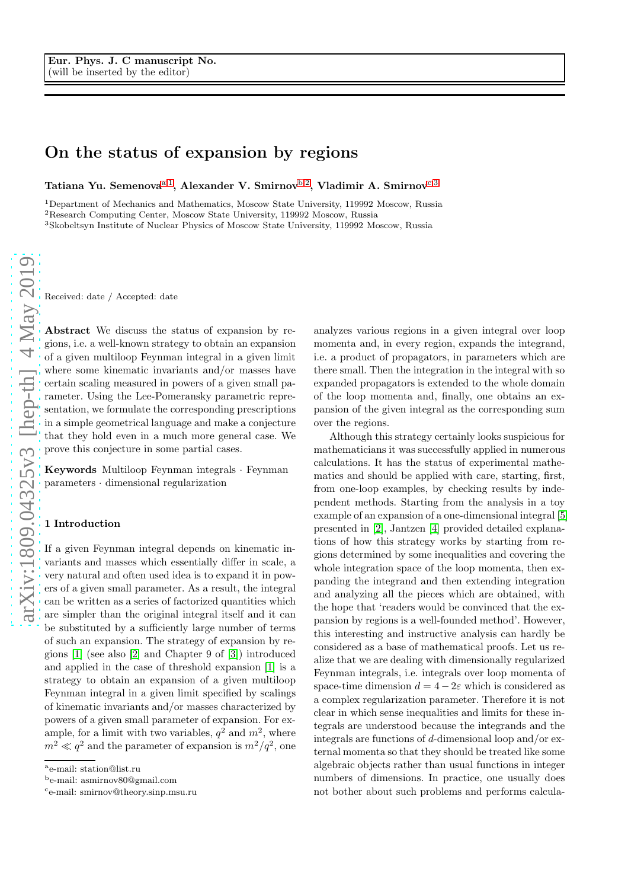Eur. Phys. J. C manuscript No.
(will be inserted by the editor)

# On the status of expansion by regions

**Tatiana Yu. Semenova[a,1], Alexander V. Smirnov[b,2], Vladimir A. Smirnov[c,3]**

[1]Department of Mechanics and Mathematics, Moscow State University, 119992 Moscow, Russia
[2]Research Computing Center, Moscow State University, 119992 Moscow, Russia
[3]Skobeltsyn Institute of Nuclear Physics of Moscow State University, 119992 Moscow, Russia

Received: date / Accepted: date

**Abstract** We discuss the status of expansion by regions, i.e. a well-known strategy to obtain an expansion of a given multiloop Feynman integral in a given limit where some kinematic invariants and/or masses have certain scaling measured in powers of a given small parameter. Using the Lee-Pomeransky parametric representation, we formulate the corresponding prescriptions in a simple geometrical language and make a conjecture that they hold even in a much more general case. We prove this conjecture in some partial cases.

**Keywords** Multiloop Feynman integrals · Feynman parameters · dimensional regularization

## 1 Introduction

If a given Feynman integral depends on kinematic invariants and masses which essentially differ in scale, a very natural and often used idea is to expand it in powers of a given small parameter. As a result, the integral can be written as a series of factorized quantities which are simpler than the original integral itself and it can be substituted by a sufficiently large number of terms of such an expansion. The strategy of expansion by regions [1] (see also [2] and Chapter 9 of [3]) introduced and applied in the case of threshold expansion [1] is a strategy to obtain an expansion of a given multiloop Feynman integral in a given limit specified by scalings of kinematic invariants and/or masses characterized by powers of a given small parameter of expansion. For example, for a limit with two variables, $q^2$ and $m^2$, where $m^2 \ll q^2$ and the parameter of expansion is $m^2/q^2$, one analyzes various regions in a given integral over loop momenta and, in every region, expands the integrand, i.e. a product of propagators, in parameters which are there small. Then the integration in the integral with so expanded propagators is extended to the whole domain of the loop momenta and, finally, one obtains an expansion of the given integral as the corresponding sum over the regions.

Although this strategy certainly looks suspicious for mathematicians it was successfully applied in numerous calculations. It has the status of experimental mathematics and should be applied with care, starting, first, from one-loop examples, by checking results by independent methods. Starting from the analysis in a toy example of an expansion of a one-dimensional integral [5] presented in [2], Jantzen [4] provided detailed explanations of how this strategy works by starting from regions determined by some inequalities and covering the whole integration space of the loop momenta, then expanding the integrand and then extending integration and analyzing all the pieces which are obtained, with the hope that 'readers would be convinced that the expansion by regions is a well-founded method'. However, this interesting and instructive analysis can hardly be considered as a base of mathematical proofs. Let us realize that we are dealing with dimensionally regularized Feynman integrals, i.e. integrals over loop momenta of space-time dimension $d = 4 - 2\varepsilon$ which is considered as a complex regularization parameter. Therefore it is not clear in which sense inequalities and limits for these integrals are understood because the integrands and the integrals are functions of $d$-dimensional loop and/or external momenta so that they should be treated like some algebraic objects rather than usual functions in integer numbers of dimensions. In practice, one usually does not bother about such problems and performs calcula-

[a]e-mail: station@list.ru
[b]e-mail: asmirnov80@gmail.com
[c]e-mail: smirnov@theory.sinp.msu.ru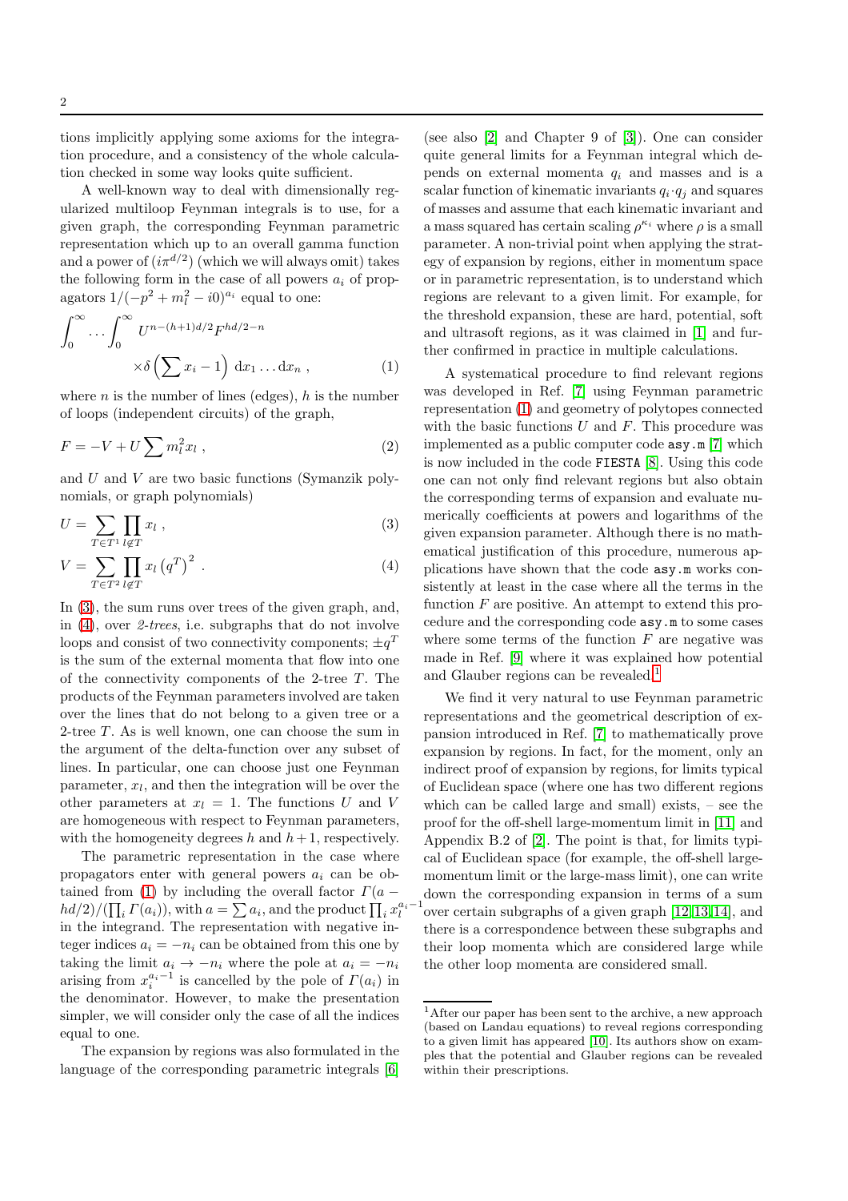tions implicitly applying some axioms for the integration procedure, and a consistency of the whole calculation checked in some way looks quite sufficient.

A well-known way to deal with dimensionally regularized multiloop Feynman integrals is to use, for a given graph, the corresponding Feynman parametric representation which up to an overall gamma function and a power of $(i\pi^{d/2})$ (which we will always omit) takes the following form in the case of all powers $a_i$ of propagators $1/(-p^2+m_l^2-i0)^{a_i}$ equal to one:

$$\int_0^\infty \ldots \int_0^\infty U^{n-(h+1)d/2} F^{hd/2-n} \times \delta\left(\sum x_i - 1\right) \, \mathrm{d}x_1 \ldots \mathrm{d}x_n \;, \tag{1}$$

where $n$ is the number of lines (edges), $h$ is the number of loops (independent circuits) of the graph,

$$F = -V + U \sum m_l^2 x_l \;, \tag{2}$$

and $U$ and $V$ are two basic functions (Symanzik polynomials, or graph polynomials)

$$U = \sum_{T \in T^1} \prod_{l \notin T} x_l \;, \tag{3}$$

$$V = \sum_{T \in T^2} \prod_{l \notin T} x_l \left(q^T\right)^2 \;. \tag{4}$$

In (3), the sum runs over trees of the given graph, and, in (4), over *2-trees*, i.e. subgraphs that do not involve loops and consist of two connectivity components; $\pm q^T$ is the sum of the external momenta that flow into one of the connectivity components of the 2-tree $T$. The products of the Feynman parameters involved are taken over the lines that do not belong to a given tree or a 2-tree $T$. As is well known, one can choose the sum in the argument of the delta-function over any subset of lines. In particular, one can choose just one Feynman parameter, $x_l$, and then the integration will be over the other parameters at $x_l = 1$. The functions $U$ and $V$ are homogeneous with respect to Feynman parameters, with the homogeneity degrees $h$ and $h+1$, respectively.

The parametric representation in the case where propagators enter with general powers $a_i$ can be obtained from (1) by including the overall factor $\Gamma(a - hd/2)/(\prod_i \Gamma(a_i))$, with $a = \sum a_i$, and the product $\prod_i x_l^{a_i-1}$ in the integrand. The representation with negative integer indices $a_i = -n_i$ can be obtained from this one by taking the limit $a_i \to -n_i$ where the pole at $a_i = -n_i$ arising from $x_i^{a_i-1}$ is cancelled by the pole of $\Gamma(a_i)$ in the denominator. However, to make the presentation simpler, we will consider only the case of all the indices equal to one.

The expansion by regions was also formulated in the language of the corresponding parametric integrals [6] (see also [2] and Chapter 9 of [3]). One can consider quite general limits for a Feynman integral which depends on external momenta $q_i$ and masses and is a scalar function of kinematic invariants $q_i \cdot q_j$ and squares of masses and assume that each kinematic invariant and a mass squared has certain scaling $\rho^{\kappa_i}$ where $\rho$ is a small parameter. A non-trivial point when applying the strategy of expansion by regions, either in momentum space or in parametric representation, is to understand which regions are relevant to a given limit. For example, for the threshold expansion, these are hard, potential, soft and ultrasoft regions, as it was claimed in [1] and further confirmed in practice in multiple calculations.

A systematical procedure to find relevant regions was developed in Ref. [7] using Feynman parametric representation (1) and geometry of polytopes connected with the basic functions $U$ and $F$. This procedure was implemented as a public computer code `asy.m` [7] which is now included in the code `FIESTA` [8]. Using this code one can not only find relevant regions but also obtain the corresponding terms of expansion and evaluate numerically coefficients at powers and logarithms of the given expansion parameter. Although there is no mathematical justification of this procedure, numerous applications have shown that the code `asy.m` works consistently at least in the case where all the terms in the function $F$ are positive. An attempt to extend this procedure and the corresponding code `asy.m` to some cases where some terms of the function $F$ are negative was made in Ref. [9] where it was explained how potential and Glauber regions can be revealed.[1]

We find it very natural to use Feynman parametric representations and the geometrical description of expansion introduced in Ref. [7] to mathematically prove expansion by regions. In fact, for the moment, only an indirect proof of expansion by regions, for limits typical of Euclidean space (where one has two different regions which can be called large and small) exists, – see the proof for the off-shell large-momentum limit in [11] and Appendix B.2 of [2]. The point is that, for limits typical of Euclidean space (for example, the off-shell large-momentum limit or the large-mass limit), one can write down the corresponding expansion in terms of a sum over certain subgraphs of a given graph [12,13,14], and there is a correspondence between these subgraphs and their loop momenta which are considered large while the other loop momenta are considered small.

[1] After our paper has been sent to the archive, a new approach (based on Landau equations) to reveal regions corresponding to a given limit has appeared [10]. Its authors show on examples that the potential and Glauber regions can be revealed within their prescriptions.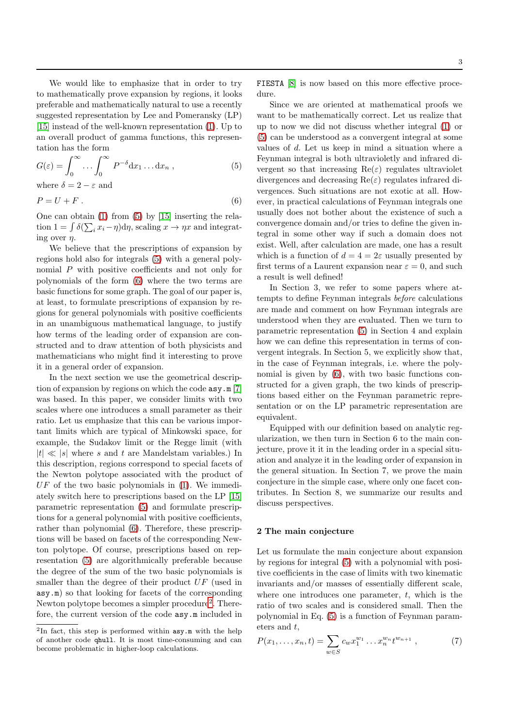We would like to emphasize that in order to try to mathematically prove expansion by regions, it looks preferable and mathematically natural to use a recently suggested representation by Lee and Pomeransky (LP) [15] instead of the well-known representation (1). Up to an overall product of gamma functions, this representation has the form

$$G(\varepsilon) = \int_0^\infty \ldots \int_0^\infty P^{-\delta} \mathrm{d}x_1 \ldots \mathrm{d}x_n \;, \tag{5}$$

where $\delta = 2 - \varepsilon$ and

$$P = U + F \;. \tag{6}$$

One can obtain (1) from (5) by [15] inserting the relation $1 = \int \delta(\sum_i x_i - \eta)\mathrm{d}\eta$, scaling $x \to \eta x$ and integrating over $\eta$.

We believe that the prescriptions of expansion by regions hold also for integrals (5) with a general polynomial $P$ with positive coefficients and not only for polynomials of the form (6) where the two terms are basic functions for some graph. The goal of our paper is, at least, to formulate prescriptions of expansion by regions for general polynomials with positive coefficients in an unambiguous mathematical language, to justify how terms of the leading order of expansion are constructed and to draw attention of both physicists and mathematicians who might find it interesting to prove it in a general order of expansion.

In the next section we use the geometrical description of expansion by regions on which the code `asy.m` [7] was based. In this paper, we consider limits with two scales where one introduces a small parameter as their ratio. Let us emphasize that this can be various important limits which are typical of Minkowski space, for example, the Sudakov limit or the Regge limit (with $|t| \ll |s|$ where $s$ and $t$ are Mandelstam variables.) In this description, regions correspond to special facets of the Newton polytope associated with the product of $UF$ of the two basic polynomials in (1). We immediately switch here to prescriptions based on the LP [15] parametric representation (5) and formulate prescriptions for a general polynomial with positive coefficients, rather than polynomial (6). Therefore, these prescriptions will be based on facets of the corresponding Newton polytope. Of course, prescriptions based on representation (5) are algorithmically preferable because the degree of the sum of the two basic polynomials is smaller than the degree of their product $UF$ (used in `asy.m`) so that looking for facets of the corresponding Newton polytope becomes a simpler procedure[2]. Therefore, the current version of the code `asy.m` included in `FIESTA` [8] is now based on this more effective procedure.

Since we are oriented at mathematical proofs we want to be mathematically correct. Let us realize that up to now we did not discuss whether integral (1) or (5) can be understood as a convergent integral at some values of $d$. Let us keep in mind a situation where a Feynman integral is both ultravioletly and infrared divergent so that increasing $\mathrm{Re}(\varepsilon)$ regulates ultraviolet divergences and decreasing $\mathrm{Re}(\varepsilon)$ regulates infrared divergences. Such situations are not exotic at all. However, in practical calculations of Feynman integrals one usually does not bother about the existence of such a convergence domain and/or tries to define the given integral in some other way if such a domain does not exist. Well, after calculation are made, one has a result which is a function of $d = 4 = 2\varepsilon$ usually presented by first terms of a Laurent expansion near $\varepsilon = 0$, and such a result is well defined!

In Section 3, we refer to some papers where attempts to define Feynman integrals *before* calculations are made and comment on how Feynman integrals are understood when they are evaluated. Then we turn to parametric representation (5) in Section 4 and explain how we can define this representation in terms of convergent integrals. In Section 5, we explicitly show that, in the case of Feynman integrals, i.e. where the polynomial is given by (6), with two basic functions constructed for a given graph, the two kinds of prescriptions based either on the Feynman parametric representation or on the LP parametric representation are equivalent.

Equipped with our definition based on analytic regularization, we then turn in Section 6 to the main conjecture, prove it it in the leading order in a special situation and analyze it in the leading order of expansion in the general situation. In Section 7, we prove the main conjecture in the simple case, where only one facet contributes. In Section 8, we summarize our results and discuss perspectives.

## 2 The main conjecture

Let us formulate the main conjecture about expansion by regions for integral (5) with a polynomial with positive coefficients in the case of limits with two kinematic invariants and/or masses of essentially different scale, where one introduces one parameter, $t$, which is the ratio of two scales and is considered small. Then the polynomial in Eq. (5) is a function of Feynman parameters and $t$,

$$P(x_1, \ldots, x_n, t) = \sum_{w \in S} c_w x_1^{w_1} \ldots x_n^{w_n} t^{w_{n+1}} \;, \tag{7}$$

---

[2] In fact, this step is performed within `asy.m` with the help of another code `qhull`. It is most time-consuming and can become problematic in higher-loop calculations.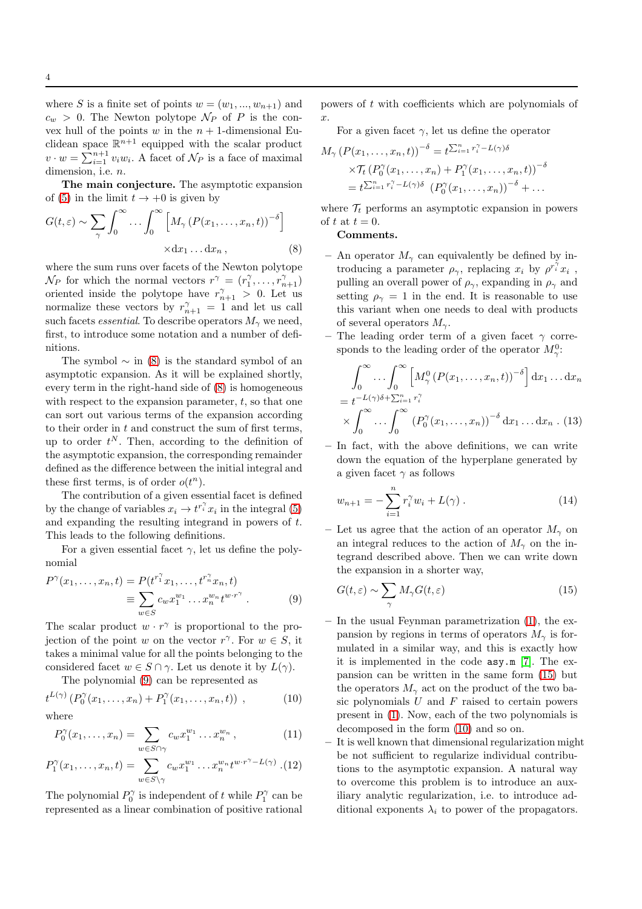where $S$ is a finite set of points $w = (w_1, ..., w_{n+1})$ and $c_w > 0$. The Newton polytope $\mathcal{N}_P$ of $P$ is the convex hull of the points $w$ in the $n+1$-dimensional Euclidean space $\mathbb{R}^{n+1}$ equipped with the scalar product $v \cdot w = \sum_{i=1}^{n+1} v_i w_i$. A facet of $\mathcal{N}_P$ is a face of maximal dimension, i.e. $n$.

**The main conjecture.** The asymptotic expansion of (5) in the limit $t \to +0$ is given by

$$G(t,\varepsilon) \sim \sum_\gamma \int_0^\infty \ldots \int_0^\infty \left[ M_\gamma \left(P(x_1,\ldots,x_n,t)\right)^{-\delta} \right] \times \mathrm{d}x_1 \ldots \mathrm{d}x_n \,, \quad (8)$$

where the sum runs over facets of the Newton polytope $\mathcal{N}_P$ for which the normal vectors $r^\gamma = (r_1^\gamma, \ldots, r_{n+1}^\gamma)$ oriented inside the polytope have $r_{n+1}^\gamma > 0$. Let us normalize these vectors by $r_{n+1}^\gamma = 1$ and let us call such facets *essential*. To describe operators $M_\gamma$ we need, first, to introduce some notation and a number of definitions.

The symbol $\sim$ in (8) is the standard symbol of an asymptotic expansion. As it will be explained shortly, every term in the right-hand side of (8) is homogeneous with respect to the expansion parameter, $t$, so that one can sort out various terms of the expansion according to their order in $t$ and construct the sum of first terms, up to order $t^N$. Then, according to the definition of the asymptotic expansion, the corresponding remainder defined as the difference between the initial integral and these first terms, is of order $o(t^n)$.

The contribution of a given essential facet is defined by the change of variables $x_i \to t^{r_i^\gamma} x_i$ in the integral (5) and expanding the resulting integrand in powers of $t$. This leads to the following definitions.

For a given essential facet $\gamma$, let us define the polynomial

$$P^\gamma(x_1,\ldots,x_n,t) = P(t^{r_1^\gamma}x_1,\ldots,t^{r_n^\gamma}x_n,t) \equiv \sum_{w\in S} c_w x_1^{w_1}\ldots x_n^{w_n} t^{w\cdot r^\gamma} \,. \quad (9)$$

The scalar product $w \cdot r^\gamma$ is proportional to the projection of the point $w$ on the vector $r^\gamma$. For $w \in S$, it takes a minimal value for all the points belonging to the considered facet $w \in S \cap \gamma$. Let us denote it by $L(\gamma)$.

The polynomial (9) can be represented as

$$t^{L(\gamma)} \left(P_0^\gamma(x_1,\ldots,x_n) + P_1^\gamma(x_1,\ldots,x_n,t)\right) \,, \quad (10)$$

where

$$P_0^\gamma(x_1,\ldots,x_n) = \sum_{w\in S\cap\gamma} c_w x_1^{w_1}\ldots x_n^{w_n} \,, \quad (11)$$

$$P_1^\gamma(x_1,\ldots,x_n,t) = \sum_{w\in S\setminus\gamma} c_w x_1^{w_1}\ldots x_n^{w_n} t^{w\cdot r^\gamma - L(\gamma)} \,. \quad (12)$$

The polynomial $P_0^\gamma$ is independent of $t$ while $P_1^\gamma$ can be represented as a linear combination of positive rational powers of $t$ with coefficients which are polynomials of $x$.

For a given facet $\gamma$, let us define the operator

$$\begin{aligned} M_\gamma \left(P(x_1,\ldots,x_n,t)\right)^{-\delta} &= t^{\sum_{i=1}^n r_i^\gamma - L(\gamma)\delta} \\ &\times \mathcal{T}_t \left(P_0^\gamma(x_1,\ldots,x_n) + P_1^\gamma(x_1,\ldots,x_n,t)\right)^{-\delta} \\ &= t^{\sum_{i=1}^n r_i^\gamma - L(\gamma)\delta} \left(P_0^\gamma(x_1,\ldots,x_n)\right)^{-\delta} + \ldots \end{aligned}$$

where $\mathcal{T}_t$ performs an asymptotic expansion in powers of $t$ at $t = 0$.

**Comments.**

- An operator $M_\gamma$ can equivalently be defined by introducing a parameter $\rho_\gamma$, replacing $x_i$ by $\rho^{r_i^\gamma} x_i$ , pulling an overall power of $\rho_\gamma$, expanding in $\rho_\gamma$ and setting $\rho_\gamma = 1$ in the end. It is reasonable to use this variant when one needs to deal with products of several operators $M_\gamma$.
- The leading order term of a given facet $\gamma$ corresponds to the leading order of the operator $M_\gamma^0$:

$$\begin{aligned} &\int_0^\infty \ldots \int_0^\infty \left[ M_\gamma^0 \left(P(x_1,\ldots,x_n,t)\right)^{-\delta} \right] \mathrm{d}x_1 \ldots \mathrm{d}x_n \\ &= t^{-L(\gamma)\delta + \sum_{i=1}^n r_i^\gamma} \\ &\times \int_0^\infty \ldots \int_0^\infty \left(P_0^\gamma(x_1,\ldots,x_n)\right)^{-\delta} \mathrm{d}x_1 \ldots \mathrm{d}x_n \,. \end{aligned} \quad (13)$$

- In fact, with the above definitions, we can write down the equation of the hyperplane generated by a given facet $\gamma$ as follows

$$w_{n+1} = -\sum_{i=1}^n r_i^\gamma w_i + L(\gamma) \,. \quad (14)$$

- Let us agree that the action of an operator $M_\gamma$ on an integral reduces to the action of $M_\gamma$ on the integrand described above. Then we can write down the expansion in a shorter way,

$$G(t,\varepsilon) \sim \sum_\gamma M_\gamma G(t,\varepsilon) \quad (15)$$

- In the usual Feynman parametrization (1), the expansion by regions in terms of operators $M_\gamma$ is formulated in a similar way, and this is exactly how it is implemented in the code `asy.m` [7]. The expansion can be written in the same form (15) but the operators $M_\gamma$ act on the product of the two basic polynomials $U$ and $F$ raised to certain powers present in (1). Now, each of the two polynomials is decomposed in the form (10) and so on.
- It is well known that dimensional regularization might be not sufficient to regularize individual contributions to the asymptotic expansion. A natural way to overcome this problem is to introduce an auxiliary analytic regularization, i.e. to introduce additional exponents $\lambda_i$ to power of the propagators.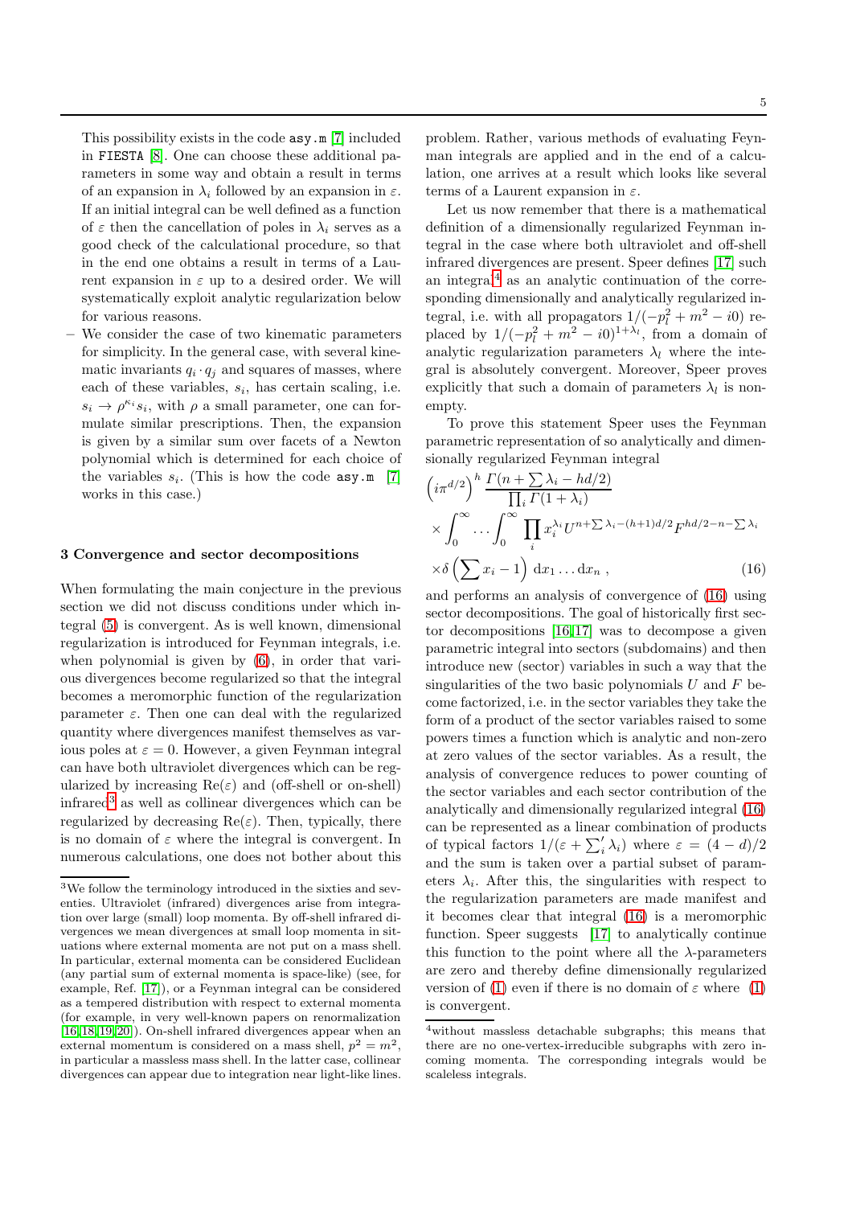This possibility exists in the code `asy.m` [7] included in `FIESTA` [8]. One can choose these additional parameters in some way and obtain a result in terms of an expansion in $\lambda_i$ followed by an expansion in $\varepsilon$. If an initial integral can be well defined as a function of $\varepsilon$ then the cancellation of poles in $\lambda_i$ serves as a good check of the calculational procedure, so that in the end one obtains a result in terms of a Laurent expansion in $\varepsilon$ up to a desired order. We will systematically exploit analytic regularization below for various reasons.

- We consider the case of two kinematic parameters for simplicity. In the general case, with several kinematic invariants $q_i \cdot q_j$ and squares of masses, where each of these variables, $s_i$, has certain scaling, i.e. $s_i \to \rho^{\kappa_i} s_i$, with $\rho$ a small parameter, one can formulate similar prescriptions. Then, the expansion is given by a similar sum over facets of a Newton polynomial which is determined for each choice of the variables $s_i$. (This is how the code `asy.m` [7] works in this case.)

## 3 Convergence and sector decompositions

When formulating the main conjecture in the previous section we did not discuss conditions under which integral (5) is convergent. As is well known, dimensional regularization is introduced for Feynman integrals, i.e. when polynomial is given by (6), in order that various divergences become regularized so that the integral becomes a meromorphic function of the regularization parameter $\varepsilon$. Then one can deal with the regularized quantity where divergences manifest themselves as various poles at $\varepsilon = 0$. However, a given Feynman integral can have both ultraviolet divergences which can be regularized by increasing $\mathrm{Re}(\varepsilon)$ and (off-shell or on-shell) infrared[3] as well as collinear divergences which can be regularized by decreasing $\mathrm{Re}(\varepsilon)$. Then, typically, there is no domain of $\varepsilon$ where the integral is convergent. In numerous calculations, one does not bother about this problem. Rather, various methods of evaluating Feynman integrals are applied and in the end of a calculation, one arrives at a result which looks like several terms of a Laurent expansion in $\varepsilon$.

Let us now remember that there is a mathematical definition of a dimensionally regularized Feynman integral in the case where both ultraviolet and off-shell infrared divergences are present. Speer defines [17] such an integral[4] as an analytic continuation of the corresponding dimensionally and analytically regularized integral, i.e. with all propagators $1/(-p_l^2 + m^2 - i0)$ replaced by $1/(-p_l^2 + m^2 - i0)^{1+\lambda_l}$, from a domain of analytic regularization parameters $\lambda_l$ where the integral is absolutely convergent. Moreover, Speer proves explicitly that such a domain of parameters $\lambda_l$ is nonempty.

To prove this statement Speer uses the Feynman parametric representation of so analytically and dimensionally regularized Feynman integral

$$
\left(i\pi^{d/2}\right)^h \frac{\Gamma(n+\sum\lambda_i - hd/2)}{\prod_i \Gamma(1+\lambda_i)}
\times \int_0^\infty \ldots \int_0^\infty \prod_i x_i^{\lambda_i} U^{n+\sum\lambda_i-(h+1)d/2} F^{hd/2-n-\sum\lambda_i}
\times \delta\left(\sum x_i - 1\right) \mathrm{d}x_1 \ldots \mathrm{d}x_n \,, \tag{16}
$$

and performs an analysis of convergence of (16) using sector decompositions. The goal of historically first sector decompositions [16,17] was to decompose a given parametric integral into sectors (subdomains) and then introduce new (sector) variables in such a way that the singularities of the two basic polynomials $U$ and $F$ become factorized, i.e. in the sector variables they take the form of a product of the sector variables raised to some powers times a function which is analytic and non-zero at zero values of the sector variables. As a result, the analysis of convergence reduces to power counting of the sector variables and each sector contribution of the analytically and dimensionally regularized integral (16) can be represented as a linear combination of products of typical factors $1/(\varepsilon + \sum_i' \lambda_i)$ where $\varepsilon = (4-d)/2$ and the sum is taken over a partial subset of parameters $\lambda_i$. After this, the singularities with respect to the regularization parameters are made manifest and it becomes clear that integral (16) is a meromorphic function. Speer suggests [17] to analytically continue this function to the point where all the $\lambda$-parameters are zero and thereby define dimensionally regularized version of (1) even if there is no domain of $\varepsilon$ where (1) is convergent.

---

[3] We follow the terminology introduced in the sixties and seventies. Ultraviolet (infrared) divergences arise from integration over large (small) loop momenta. By off-shell infrared divergences we mean divergences at small loop momenta in situations where external momenta are not put on a mass shell. In particular, external momenta can be considered Euclidean (any partial sum of external momenta is space-like) (see, for example, Ref. [17]), or a Feynman integral can be considered as a tempered distribution with respect to external momenta (for example, in very well-known papers on renormalization [16,18,19,20]). On-shell infrared divergences appear when an external momentum is considered on a mass shell, $p^2 = m^2$, in particular a massless mass shell. In the latter case, collinear divergences can appear due to integration near light-like lines.

[4] without massless detachable subgraphs; this means that there are no one-vertex-irreducible subgraphs with zero incoming momenta. The corresponding integrals would be scaleless integrals.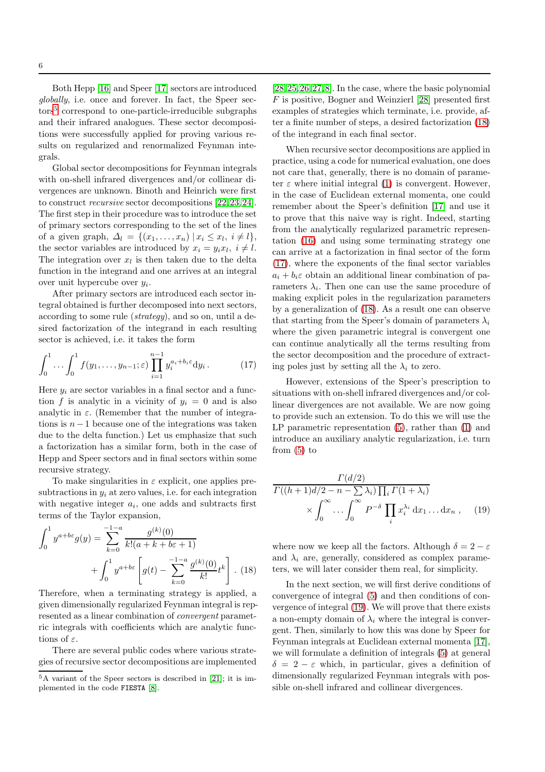Both Hepp [16] and Speer [17] sectors are introduced *globally*, i.e. once and forever. In fact, the Speer sectors[5] correspond to one-particle-irreducible subgraphs and their infrared analogues. These sector decompositions were successfully applied for proving various results on regularized and renormalized Feynman integrals.

Global sector decompositions for Feynman integrals with on-shell infrared divergences and/or collinear divergences are unknown. Binoth and Heinrich were first to construct *recursive* sector decompositions [22,23,24]. The first step in their procedure was to introduce the set of primary sectors corresponding to the set of the lines of a given graph, $\Delta_l = \{(x_1,\ldots,x_n)\,|\,x_i \leq x_l,\ i\neq l\}$, the sector variables are introduced by $x_i = y_i x_l,\ i\neq l$. The integration over $x_l$ is then taken due to the delta function in the integrand and one arrives at an integral over unit hypercube over $y_i$.

After primary sectors are introduced each sector integral obtained is further decomposed into next sectors, according to some rule (*strategy*), and so on, until a desired factorization of the integrand in each resulting sector is achieved, i.e. it takes the form

$$\int_0^1 \ldots \int_0^1 f(y_1,\ldots,y_{n-1};\varepsilon) \prod_{i=1}^{n-1} y_i^{a_i+b_i\varepsilon} \mathrm{d}y_i \,. \tag{17}$$

Here $y_i$ are sector variables in a final sector and a function $f$ is analytic in a vicinity of $y_i = 0$ and is also analytic in $\varepsilon$. (Remember that the number of integrations is $n-1$ because one of the integrations was taken due to the delta function.) Let us emphasize that such a factorization has a similar form, both in the case of Hepp and Speer sectors and in final sectors within some recursive strategy.

To make singularities in $\varepsilon$ explicit, one applies presubtractions in $y_i$ at zero values, i.e. for each integration with negative integer $a_i$, one adds and subtracts first terms of the Taylor expansion,

$$\int_0^1 y^{a+b\varepsilon} g(y) = \sum_{k=0}^{-1-a} \frac{g^{(k)}(0)}{k!(a+k+b\varepsilon+1)} + \int_0^1 y^{a+b\varepsilon}\left[g(t) - \sum_{k=0}^{-1-a}\frac{g^{(k)}(0)}{k!}t^k\right] \,. \tag{18}$$

Therefore, when a terminating strategy is applied, a given dimensionally regularized Feynman integral is represented as a linear combination of *convergent* parametric integrals with coefficients which are analytic functions of $\varepsilon$.

There are several public codes where various strategies of recursive sector decompositions are implemented [28,25,26,27,8]. In the case, where the basic polynomial $F$ is positive, Bogner and Weinzierl [28] presented first examples of strategies which terminate, i.e. provide, after a finite number of steps, a desired factorization (18) of the integrand in each final sector.

When recursive sector decompositions are applied in practice, using a code for numerical evaluation, one does not care that, generally, there is no domain of parameter $\varepsilon$ where initial integral (1) is convergent. However, in the case of Euclidean external momenta, one could remember about the Speer's definition [17] and use it to prove that this naive way is right. Indeed, starting from the analytically regularized parametric representation (16) and using some terminating strategy one can arrive at a factorization in final sector of the form (17), where the exponents of the final sector variables $a_i + b_i\varepsilon$ obtain an additional linear combination of parameters $\lambda_i$. Then one can use the same procedure of making explicit poles in the regularization parameters by a generalization of (18). As a result one can observe that starting from the Speer's domain of parameters $\lambda_i$ where the given parametric integral is convergent one can continue analytically all the terms resulting from the sector decomposition and the procedure of extracting poles just by setting all the $\lambda_i$ to zero.

However, extensions of the Speer's prescription to situations with on-shell infrared divergences and/or collinear divergences are not available. We are now going to provide such an extension. To do this we will use the LP parametric representation (5), rather than (1) and introduce an auxiliary analytic regularization, i.e. turn from (5) to

$$\frac{\Gamma(d/2)}{\Gamma((h+1)d/2 - n - \sum\lambda_i)\prod_i \Gamma(1+\lambda_i)} \times \int_0^\infty \ldots \int_0^\infty P^{-\delta} \prod_i x_i^{\lambda_i}\,\mathrm{d}x_1 \ldots \mathrm{d}x_n \,, \tag{19}$$

where now we keep all the factors. Although $\delta = 2-\varepsilon$ and $\lambda_i$ are, generally, considered as complex parameters, we will later consider them real, for simplicity.

In the next section, we will first derive conditions of convergence of integral (5) and then conditions of convergence of integral (19). We will prove that there exists a non-empty domain of $\lambda_i$ where the integral is convergent. Then, similarly to how this was done by Speer for Feynman integrals at Euclidean external momenta [17], we will formulate a definition of integrals (5) at general $\delta = 2-\varepsilon$ which, in particular, gives a definition of dimensionally regularized Feynman integrals with possible on-shell infrared and collinear divergences.

---

[5] A variant of the Speer sectors is described in [21]; it is implemented in the code `FIESTA` [8].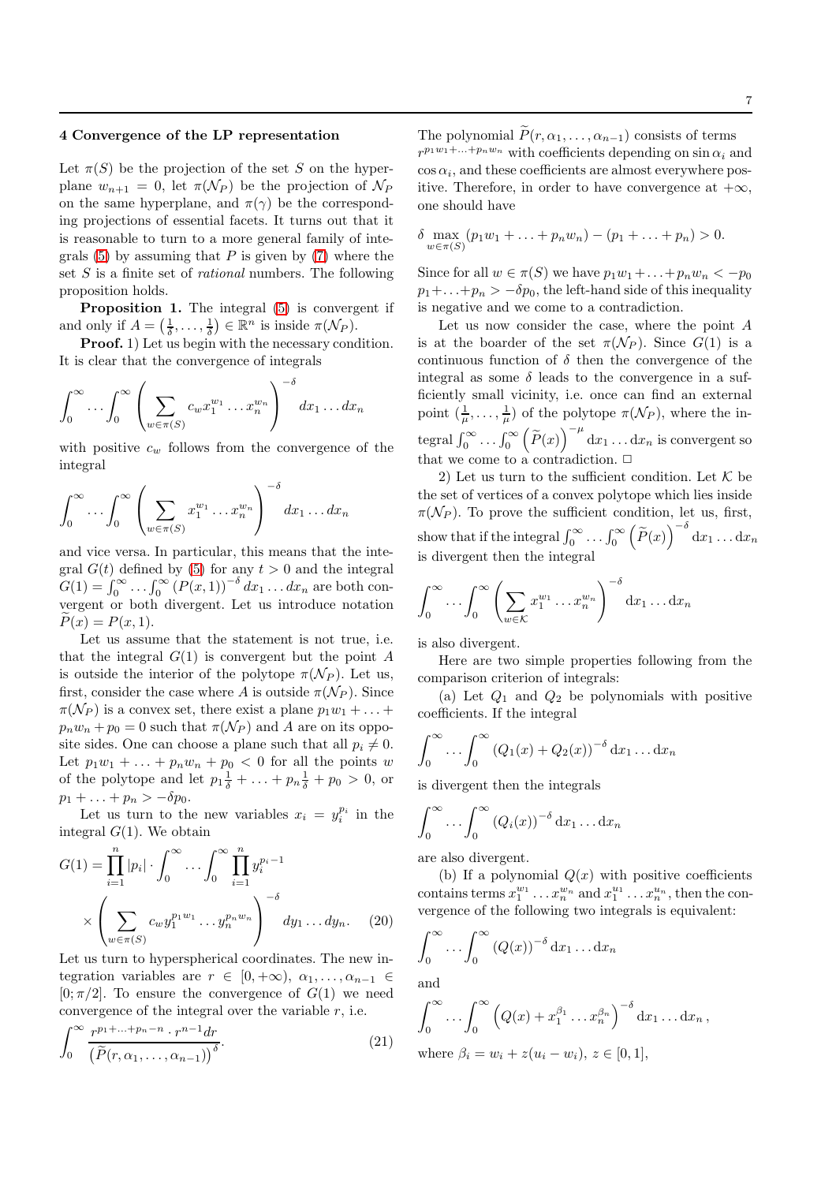## 4 Convergence of the LP representation

Let $\pi(S)$ be the projection of the set $S$ on the hyperplane $w_{n+1} = 0$, let $\pi(\mathcal{N}_P)$ be the projection of $\mathcal{N}_P$ on the same hyperplane, and $\pi(\gamma)$ be the corresponding projections of essential facets. It turns out that it is reasonable to turn to a more general family of integrals (5) by assuming that $P$ is given by (7) where the set $S$ is a finite set of *rational* numbers. The following proposition holds.

**Proposition 1.** The integral (5) is convergent if and only if $A = \left(\frac{1}{\delta}, \ldots, \frac{1}{\delta}\right) \in \mathbb{R}^n$ is inside $\pi(\mathcal{N}_P)$.

**Proof.** 1) Let us begin with the necessary condition. It is clear that the convergence of integrals

$$\int_0^\infty \ldots \int_0^\infty \left( \sum_{w \in \pi(S)} c_w x_1^{w_1} \ldots x_n^{w_n} \right)^{-\delta} dx_1 \ldots dx_n$$

with positive $c_w$ follows from the convergence of the integral

$$\int_0^\infty \ldots \int_0^\infty \left( \sum_{w \in \pi(S)} x_1^{w_1} \ldots x_n^{w_n} \right)^{-\delta} dx_1 \ldots dx_n$$

and vice versa. In particular, this means that the integral $G(t)$ defined by (5) for any $t > 0$ and the integral $G(1) = \int_0^\infty \ldots \int_0^\infty (P(x,1))^{-\delta} dx_1 \ldots dx_n$ are both convergent or both divergent. Let us introduce notation $\widetilde{P}(x) = P(x,1)$.

Let us assume that the statement is not true, i.e. that the integral $G(1)$ is convergent but the point $A$ is outside the interior of the polytope $\pi(\mathcal{N}_P)$. Let us, first, consider the case where $A$ is outside $\pi(\mathcal{N}_P)$. Since $\pi(\mathcal{N}_P)$ is a convex set, there exist a plane $p_1 w_1 + \ldots + p_n w_n + p_0 = 0$ such that $\pi(\mathcal{N}_P)$ and $A$ are on its opposite sides. One can choose a plane such that all $p_i \neq 0$. Let $p_1 w_1 + \ldots + p_n w_n + p_0 < 0$ for all the points $w$ of the polytope and let $p_1 \frac{1}{\delta} + \ldots + p_n \frac{1}{\delta} + p_0 > 0$, or $p_1 + \ldots + p_n > -\delta p_0$.

Let us turn to the new variables $x_i = y_i^{p_i}$ in the integral $G(1)$. We obtain

$$G(1) = \prod_{i=1}^n |p_i| \cdot \int_0^\infty \ldots \int_0^\infty \prod_{i=1}^n y_i^{p_i - 1} \times \left( \sum_{w \in \pi(S)} c_w y_1^{p_1 w_1} \ldots y_n^{p_n w_n} \right)^{-\delta} dy_1 \ldots dy_n. \quad (20)$$

Let us turn to hyperspherical coordinates. The new integration variables are $r \in [0, +\infty)$, $\alpha_1, \ldots, \alpha_{n-1} \in [0; \pi/2]$. To ensure the convergence of $G(1)$ we need convergence of the integral over the variable $r$, i.e.

$$\int_0^\infty \frac{r^{p_1 + \ldots + p_n - n} \cdot r^{n-1} dr}{\left(\widetilde{P}(r, \alpha_1, \ldots, \alpha_{n-1})\right)^\delta}. \quad (21)$$

The polynomial $\widetilde{P}(r, \alpha_1, \ldots, \alpha_{n-1})$ consists of terms $r^{p_1 w_1 + \ldots + p_n w_n}$ with coefficients depending on $\sin \alpha_i$ and $\cos \alpha_i$, and these coefficients are almost everywhere positive. Therefore, in order to have convergence at $+\infty$, one should have

$$\delta \max_{w \in \pi(S)} (p_1 w_1 + \ldots + p_n w_n) - (p_1 + \ldots + p_n) > 0.$$

Since for all $w \in \pi(S)$ we have $p_1 w_1 + \ldots + p_n w_n < -p_0$ $p_1 + \ldots + p_n > -\delta p_0$, the left-hand side of this inequality is negative and we come to a contradiction.

Let us now consider the case, where the point $A$ is at the boarder of the set $\pi(\mathcal{N}_P)$. Since $G(1)$ is a continuous function of $\delta$ then the convergence of the integral as some $\delta$ leads to the convergence in a sufficiently small vicinity, i.e. once can find an external point $(\frac{1}{\mu}, \ldots, \frac{1}{\mu})$ of the polytope $\pi(\mathcal{N}_P)$, where the integral $\int_0^\infty \ldots \int_0^\infty \left(\widetilde{P}(x)\right)^{-\mu} \mathrm{d}x_1 \ldots \mathrm{d}x_n$ is convergent so that we come to a contradiction. $\Box$

2) Let us turn to the sufficient condition. Let $\mathcal{K}$ be the set of vertices of a convex polytope which lies inside $\pi(\mathcal{N}_P)$. To prove the sufficient condition, let us, first, show that if the integral $\int_0^\infty \ldots \int_0^\infty \left(\widetilde{P}(x)\right)^{-\delta} \mathrm{d}x_1 \ldots \mathrm{d}x_n$ is divergent then the integral

$$\int_0^\infty \ldots \int_0^\infty \left( \sum_{w \in \mathcal{K}} x_1^{w_1} \ldots x_n^{w_n} \right)^{-\delta} \mathrm{d}x_1 \ldots \mathrm{d}x_n$$

is also divergent.

Here are two simple properties following from the comparison criterion of integrals:

(a) Let $Q_1$ and $Q_2$ be polynomials with positive coefficients. If the integral

$$\int_0^\infty \ldots \int_0^\infty (Q_1(x) + Q_2(x))^{-\delta} \mathrm{d}x_1 \ldots \mathrm{d}x_n$$

is divergent then the integrals

$$\int_0^\infty \ldots \int_0^\infty (Q_i(x))^{-\delta} \mathrm{d}x_1 \ldots \mathrm{d}x_n$$

are also divergent.

(b) If a polynomial $Q(x)$ with positive coefficients contains terms $x_1^{w_1} \ldots x_n^{w_n}$ and $x_1^{u_1} \ldots x_n^{u_n}$, then the convergence of the following two integrals is equivalent:

$$\int_0^\infty \ldots \int_0^\infty (Q(x))^{-\delta} \mathrm{d}x_1 \ldots \mathrm{d}x_n$$

and

$$\int_0^\infty \ldots \int_0^\infty \left(Q(x) + x_1^{\beta_1} \ldots x_n^{\beta_n}\right)^{-\delta} \mathrm{d}x_1 \ldots \mathrm{d}x_n \,,$$

where $\beta_i = w_i + z(u_i - w_i)$, $z \in [0,1]$,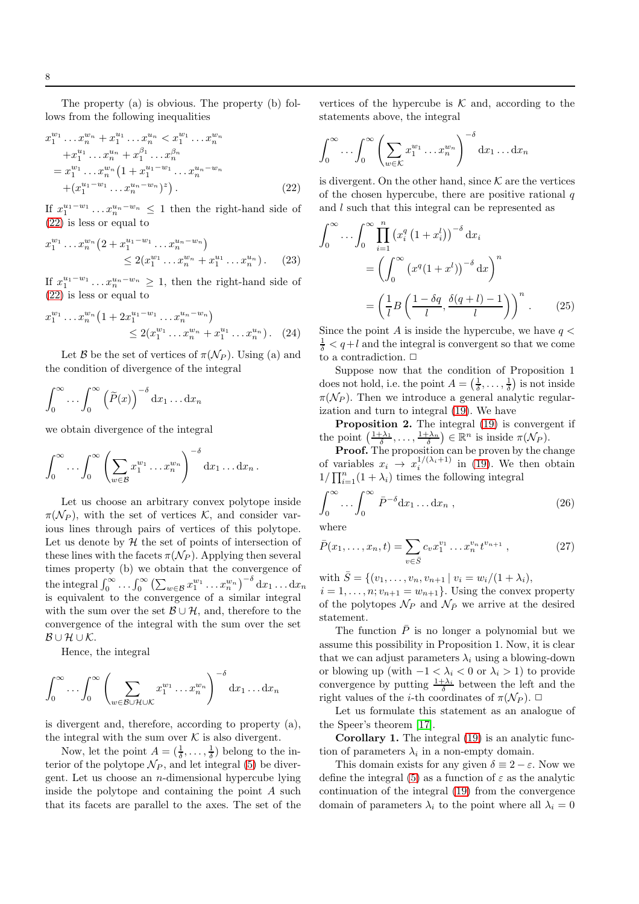The property (a) is obvious. The property (b) follows from the following inequalities

$$
\begin{aligned}
x_1^{w_1}\dots x_n^{w_n} &+ x_1^{u_1}\dots x_n^{u_n} < x_1^{w_1}\dots x_n^{w_n} \\
&+ x_1^{u_1}\dots x_n^{u_n} + x_1^{\beta_1}\dots x_n^{\beta_n} \\
&= x_1^{w_1}\dots x_n^{w_n}\big(1 + x_1^{u_1-w_1}\dots x_n^{u_n-w_n} \\
&+ (x_1^{u_1-w_1}\dots x_n^{u_n-w_n})^z\big)\,. \qquad (22)
\end{aligned}
$$

If $x_1^{u_1-w_1}\dots x_n^{u_n-w_n} \leq 1$ then the right-hand side of (22) is less or equal to

$$
\begin{aligned}
x_1^{w_1}\dots x_n^{w_n}&\big(2 + x_1^{u_1-w_1}\dots x_n^{u_n-w_n}\big) \\
&\leq 2(x_1^{w_1}\dots x_n^{w_n} + x_1^{u_1}\dots x_n^{u_n})\,. \qquad (23)
\end{aligned}
$$

If $x_1^{u_1-w_1}\dots x_n^{u_n-w_n} \geq 1$, then the right-hand side of (22) is less or equal to

$$
\begin{aligned}
x_1^{w_1}\dots x_n^{w_n}&\big(1 + 2x_1^{u_1-w_1}\dots x_n^{u_n-w_n}\big) \\
&\leq 2(x_1^{w_1}\dots x_n^{w_n} + x_1^{u_1}\dots x_n^{u_n})\,. \qquad (24)
\end{aligned}
$$

Let $\mathcal{B}$ be the set of vertices of $\pi(\mathcal{N}_P)$. Using (a) and the condition of divergence of the integral

$$
\int_0^\infty \dots \int_0^\infty \left(\widetilde{P}(x)\right)^{-\delta} \mathrm{d}x_1\dots\mathrm{d}x_n
$$

we obtain divergence of the integral

$$
\int_0^\infty \dots \int_0^\infty \left(\sum_{w\in\mathcal{B}} x_1^{w_1}\dots x_n^{w_n}\right)^{-\delta} \mathrm{d}x_1\dots\mathrm{d}x_n\,.
$$

Let us choose an arbitrary convex polytope inside $\pi(\mathcal{N}_P)$, with the set of vertices $\mathcal{K}$, and consider various lines through pairs of vertices of this polytope. Let us denote by $\mathcal{H}$ the set of points of intersection of these lines with the facets $\pi(\mathcal{N}_P)$. Applying then several times property (b) we obtain that the convergence of the integral $\int_0^\infty\dots\int_0^\infty \left(\sum_{w\in\mathcal{B}} x_1^{w_1}\dots x_n^{w_n}\right)^{-\delta}\mathrm{d}x_1\dots\mathrm{d}x_n$ is equivalent to the convergence of a similar integral with the sum over the set $\mathcal{B}\cup\mathcal{H}$, and, therefore to the convergence of the integral with the sum over the set $\mathcal{B}\cup\mathcal{H}\cup\mathcal{K}$.

Hence, the integral

$$
\int_0^\infty \dots \int_0^\infty \left(\sum_{w\in\mathcal{B}\cup\mathcal{H}\cup\mathcal{K}} x_1^{w_1}\dots x_n^{w_n}\right)^{-\delta} \mathrm{d}x_1\dots\mathrm{d}x_n
$$

is divergent and, therefore, according to property (a), the integral with the sum over $\mathcal{K}$ is also divergent.

Now, let the point $A = (\frac{1}{\delta},\dots,\frac{1}{\delta})$ belong to the interior of the polytope $\mathcal{N}_P$, and let integral (5) be divergent. Let us choose an $n$-dimensional hypercube lying inside the polytope and containing the point $A$ such that its facets are parallel to the axes. The set of the vertices of the hypercube is $\mathcal{K}$ and, according to the statements above, the integral

$$
\int_0^\infty \dots \int_0^\infty \left(\sum_{w\in\mathcal{K}} x_1^{w_1}\dots x_n^{w_n}\right)^{-\delta} \mathrm{d}x_1\dots\mathrm{d}x_n
$$

is divergent. On the other hand, since $\mathcal{K}$ are the vertices of the chosen hypercube, there are positive rational $q$ and $l$ such that this integral can be represented as

$$
\begin{aligned}
\int_0^\infty \dots \int_0^\infty & \prod_{i=1}^n \left(x_i^q\left(1+x_i^l\right)\right)^{-\delta}\mathrm{d}x_i \\
&= \left(\int_0^\infty \left(x^q(1+x^l)\right)^{-\delta}\mathrm{d}x\right)^n \\
&= \left(\frac{1}{l}B\left(\frac{1-\delta q}{l}, \frac{\delta(q+l)-1}{l}\right)\right)^n\,. \qquad (25)
\end{aligned}
$$

Since the point $A$ is inside the hypercube, we have $q < \frac{1}{\delta} < q+l$ and the integral is convergent so that we come to a contradiction. □

Suppose now that the condition of Proposition 1 does not hold, i.e. the point $A = \left(\frac{1}{\delta},\dots,\frac{1}{\delta}\right)$ is not inside $\pi(\mathcal{N}_P)$. Then we introduce a general analytic regularization and turn to integral (19). We have

**Proposition 2.** The integral (19) is convergent if the point $\left(\frac{1+\lambda_1}{\delta},\dots,\frac{1+\lambda_n}{\delta}\right)\in\mathbb{R}^n$ is inside $\pi(\mathcal{N}_P)$.

**Proof.** The proposition can be proven by the change of variables $x_i \to x_i^{1/(\lambda_i+1)}$ in (19). We then obtain $1/\prod_{i=1}^n(1+\lambda_i)$ times the following integral

$$
\int_0^\infty \dots \int_0^\infty \bar{P}^{-\delta}\mathrm{d}x_1\dots\mathrm{d}x_n\,, \qquad (26)
$$

where

$$
\bar{P}(x_1,\dots,x_n,t) = \sum_{v\in\bar{S}} c_v x_1^{v_1}\dots x_n^{v_n}t^{v_{n+1}}\,, \qquad (27)
$$

with $\bar{S} = \{(v_1,\dots,v_n,v_{n+1}\,|\, v_i = w_i/(1+\lambda_i),$ $i=1,\dots,n; v_{n+1} = w_{n+1}\}$. Using the convex property of the polytopes $\mathcal{N}_P$ and $\mathcal{N}_{\bar{P}}$ we arrive at the desired statement.

The function $\bar{P}$ is no longer a polynomial but we assume this possibility in Proposition 1. Now, it is clear that we can adjust parameters $\lambda_i$ using a blowing-down or blowing up (with $-1<\lambda_i<0$ or $\lambda_i>1$) to provide convergence by putting $\frac{1+\lambda_i}{\delta}$ between the left and the right values of the $i$-th coordinates of $\pi(\mathcal{N}_P)$. □

Let us formulate this statement as an analogue of the Speer's theorem [17].

**Corollary 1.** The integral (19) is an analytic function of parameters $\lambda_i$ in a non-empty domain.

This domain exists for any given $\delta \equiv 2-\varepsilon$. Now we define the integral (5) as a function of $\varepsilon$ as the analytic continuation of the integral (19) from the convergence domain of parameters $\lambda_i$ to the point where all $\lambda_i = 0$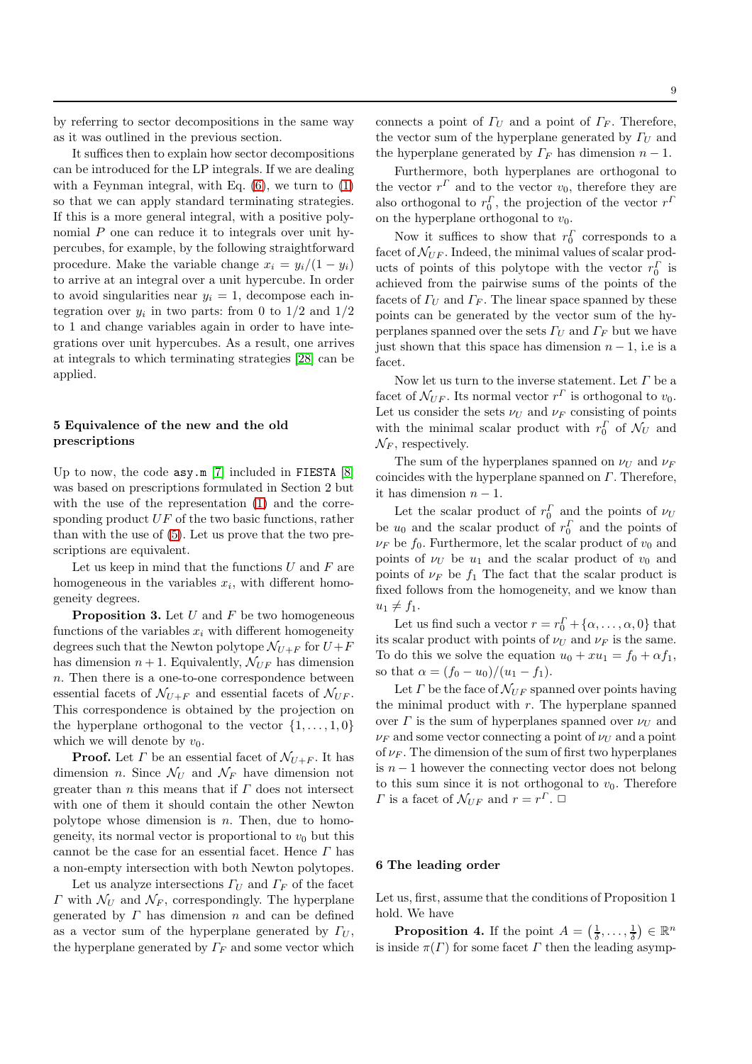by referring to sector decompositions in the same way as it was outlined in the previous section.

It suffices then to explain how sector decompositions can be introduced for the LP integrals. If we are dealing with a Feynman integral, with Eq. (6), we turn to (1) so that we can apply standard terminating strategies. If this is a more general integral, with a positive polynomial $P$ one can reduce it to integrals over unit hypercubes, for example, by the following straightforward procedure. Make the variable change $x_i = y_i/(1-y_i)$ to arrive at an integral over a unit hypercube. In order to avoid singularities near $y_i = 1$, decompose each integration over $y_i$ in two parts: from 0 to 1/2 and 1/2 to 1 and change variables again in order to have integrations over unit hypercubes. As a result, one arrives at integrals to which terminating strategies [28] can be applied.

## 5 Equivalence of the new and the old prescriptions

Up to now, the code `asy.m` [7] included in `FIESTA` [8] was based on prescriptions formulated in Section 2 but with the use of the representation (1) and the corresponding product $UF$ of the two basic functions, rather than with the use of (5). Let us prove that the two prescriptions are equivalent.

Let us keep in mind that the functions $U$ and $F$ are homogeneous in the variables $x_i$, with different homogeneity degrees.

**Proposition 3.** Let $U$ and $F$ be two homogeneous functions of the variables $x_i$ with different homogeneity degrees such that the Newton polytope $\mathcal{N}_{U+F}$ for $U+F$ has dimension $n+1$. Equivalently, $\mathcal{N}_{UF}$ has dimension $n$. Then there is a one-to-one correspondence between essential facets of $\mathcal{N}_{U+F}$ and essential facets of $\mathcal{N}_{UF}$. This correspondence is obtained by the projection on the hyperplane orthogonal to the vector $\{1,\ldots,1,0\}$ which we will denote by $v_0$.

**Proof.** Let $\Gamma$ be an essential facet of $\mathcal{N}_{U+F}$. It has dimension $n$. Since $\mathcal{N}_U$ and $\mathcal{N}_F$ have dimension not greater than $n$ this means that if $\Gamma$ does not intersect with one of them it should contain the other Newton polytope whose dimension is $n$. Then, due to homogeneity, its normal vector is proportional to $v_0$ but this cannot be the case for an essential facet. Hence $\Gamma$ has a non-empty intersection with both Newton polytopes.

Let us analyze intersections $\Gamma_U$ and $\Gamma_F$ of the facet $\Gamma$ with $\mathcal{N}_U$ and $\mathcal{N}_F$, correspondingly. The hyperplane generated by $\Gamma$ has dimension $n$ and can be defined as a vector sum of the hyperplane generated by $\Gamma_U$, the hyperplane generated by $\Gamma_F$ and some vector which connects a point of $\Gamma_U$ and a point of $\Gamma_F$. Therefore, the vector sum of the hyperplane generated by $\Gamma_U$ and the hyperplane generated by $\Gamma_F$ has dimension $n-1$.

Furthermore, both hyperplanes are orthogonal to the vector $r^\Gamma$ and to the vector $v_0$, therefore they are also orthogonal to $r^\Gamma_0$, the projection of the vector $r^\Gamma$ on the hyperplane orthogonal to $v_0$.

Now it suffices to show that $r^\Gamma_0$ corresponds to a facet of $\mathcal{N}_{UF}$. Indeed, the minimal values of scalar products of points of this polytope with the vector $r^\Gamma_0$ is achieved from the pairwise sums of the points of the facets of $\Gamma_U$ and $\Gamma_F$. The linear space spanned by these points can be generated by the vector sum of the hyperplanes spanned over the sets $\Gamma_U$ and $\Gamma_F$ but we have just shown that this space has dimension $n-1$, i.e is a facet.

Now let us turn to the inverse statement. Let $\Gamma$ be a facet of $\mathcal{N}_{UF}$. Its normal vector $r^\Gamma$ is orthogonal to $v_0$. Let us consider the sets $\nu_U$ and $\nu_F$ consisting of points with the minimal scalar product with $r^\Gamma_0$ of $\mathcal{N}_U$ and $\mathcal{N}_F$, respectively.

The sum of the hyperplanes spanned on $\nu_U$ and $\nu_F$ coincides with the hyperplane spanned on $\Gamma$. Therefore, it has dimension $n-1$.

Let the scalar product of $r^\Gamma_0$ and the points of $\nu_U$ be $u_0$ and the scalar product of $r^\Gamma_0$ and the points of $\nu_F$ be $f_0$. Furthermore, let the scalar product of $v_0$ and points of $\nu_U$ be $u_1$ and the scalar product of $v_0$ and points of $\nu_F$ be $f_1$ The fact that the scalar product is fixed follows from the homogeneity, and we know than $u_1 \neq f_1$.

Let us find such a vector $r = r^\Gamma_0 + \{\alpha,\ldots,\alpha,0\}$ that its scalar product with points of $\nu_U$ and $\nu_F$ is the same. To do this we solve the equation $u_0 + xu_1 = f_0 + \alpha f_1$, so that $\alpha = (f_0 - u_0)/(u_1 - f_1)$.

Let $\Gamma$ be the face of $\mathcal{N}_{UF}$ spanned over points having the minimal product with $r$. The hyperplane spanned over $\Gamma$ is the sum of hyperplanes spanned over $\nu_U$ and $\nu_F$ and some vector connecting a point of $\nu_U$ and a point of $\nu_F$. The dimension of the sum of first two hyperplanes is $n-1$ however the connecting vector does not belong to this sum since it is not orthogonal to $v_0$. Therefore $\Gamma$ is a facet of $\mathcal{N}_{UF}$ and $r = r^\Gamma$. $\Box$

## 6 The leading order

Let us, first, assume that the conditions of Proposition 1 hold. We have

**Proposition 4.** If the point $A = \left(\frac{1}{\delta},\ldots,\frac{1}{\delta}\right) \in \mathbb{R}^n$ is inside $\pi(\Gamma)$ for some facet $\Gamma$ then the leading asymp-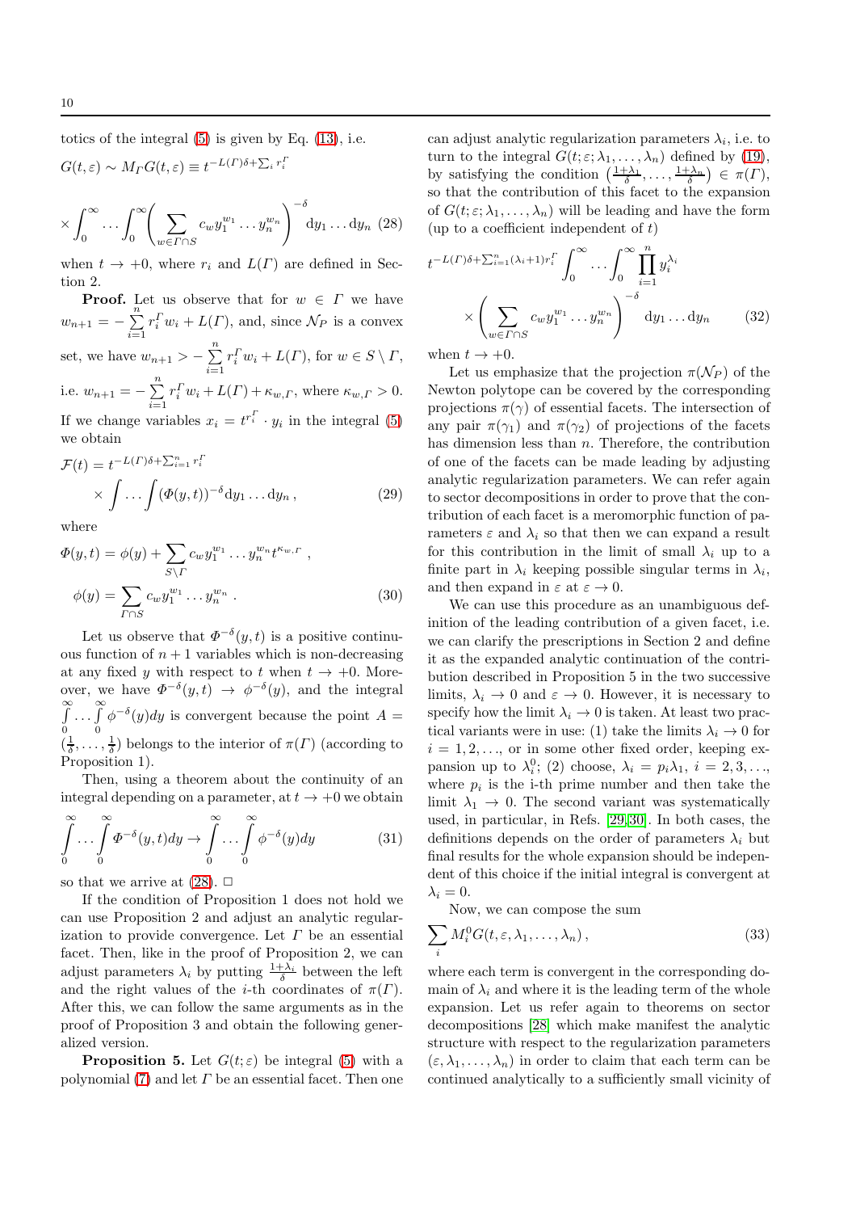totics of the integral (5) is given by Eq. (13), i.e.

$$G(t,\varepsilon) \sim M_\Gamma G(t,\varepsilon) \equiv t^{-L(\Gamma)\delta + \sum_i r_i^\Gamma}$$

$$\times \int_0^\infty \ldots \int_0^\infty \left( \sum_{w\in\Gamma\cap S} c_w y_1^{w_1} \ldots y_n^{w_n} \right)^{-\delta} \mathrm{d}y_1 \ldots \mathrm{d}y_n \quad (28)$$

when $t \to +0$, where $r_i$ and $L(\Gamma)$ are defined in Section 2.

**Proof.** Let us observe that for $w \in \Gamma$ we have $w_{n+1} = -\sum_{i=1}^n r_i^\Gamma w_i + L(\Gamma)$, and, since $\mathcal{N}_P$ is a convex set, we have $w_{n+1} > -\sum_{i=1}^n r_i^\Gamma w_i + L(\Gamma)$, for $w \in S \setminus \Gamma$, i.e. $w_{n+1} = -\sum_{i=1}^n r_i^\Gamma w_i + L(\Gamma) + \kappa_{w,\Gamma}$, where $\kappa_{w,\Gamma} > 0$. If we change variables $x_i = t^{r_i^\Gamma} \cdot y_i$ in the integral (5) we obtain

$$\mathcal{F}(t) = t^{-L(\Gamma)\delta + \sum_{i=1}^n r_i^\Gamma} \times \int \ldots \int (\Phi(y,t))^{-\delta} \mathrm{d}y_1 \ldots \mathrm{d}y_n \,, \quad (29)$$

where

$$\Phi(y,t) = \phi(y) + \sum_{S\setminus\Gamma} c_w y_1^{w_1} \ldots y_n^{w_n} t^{\kappa_{w,\Gamma}} \,,$$
$$\phi(y) = \sum_{\Gamma\cap S} c_w y_1^{w_1} \ldots y_n^{w_n} \,. \quad (30)$$

Let us observe that $\Phi^{-\delta}(y,t)$ is a positive continuous function of $n+1$ variables which is non-decreasing at any fixed $y$ with respect to $t$ when $t \to +0$. Moreover, we have $\Phi^{-\delta}(y,t) \to \phi^{-\delta}(y)$, and the integral $\int_0^\infty \ldots \int_0^\infty \phi^{-\delta}(y)dy$ is convergent because the point $A = (\frac{1}{\delta}, \ldots, \frac{1}{\delta})$ belongs to the interior of $\pi(\Gamma)$ (according to Proposition 1).

Then, using a theorem about the continuity of an integral depending on a parameter, at $t \to +0$ we obtain

$$\int_0^\infty \ldots \int_0^\infty \Phi^{-\delta}(y,t)dy \to \int_0^\infty \ldots \int_0^\infty \phi^{-\delta}(y)dy \quad (31)$$

so that we arrive at (28). □

If the condition of Proposition 1 does not hold we can use Proposition 2 and adjust an analytic regularization to provide convergence. Let $\Gamma$ be an essential facet. Then, like in the proof of Proposition 2, we can adjust parameters $\lambda_i$ by putting $\frac{1+\lambda_i}{\delta}$ between the left and the right values of the $i$-th coordinates of $\pi(\Gamma)$. After this, we can follow the same arguments as in the proof of Proposition 3 and obtain the following generalized version.

**Proposition 5.** Let $G(t;\varepsilon)$ be integral (5) with a polynomial (7) and let $\Gamma$ be an essential facet. Then one can adjust analytic regularization parameters $\lambda_i$, i.e. to turn to the integral $G(t;\varepsilon;\lambda_1,\ldots,\lambda_n)$ defined by (19), by satisfying the condition $\left(\frac{1+\lambda_1}{\delta},\ldots,\frac{1+\lambda_n}{\delta}\right) \in \pi(\Gamma)$, so that the contribution of this facet to the expansion of $G(t;\varepsilon;\lambda_1,\ldots,\lambda_n)$ will be leading and have the form (up to a coefficient independent of $t$)

$$t^{-L(\Gamma)\delta + \sum_{i=1}^n (\lambda_i+1) r_i^\Gamma} \int_0^\infty \ldots \int_0^\infty \prod_{i=1}^n y_i^{\lambda_i}$$
$$\times \left( \sum_{w\in\Gamma\cap S} c_w y_1^{w_1} \ldots y_n^{w_n} \right)^{-\delta} \mathrm{d}y_1 \ldots \mathrm{d}y_n \quad (32)$$

when $t \to +0$.

Let us emphasize that the projection $\pi(\mathcal{N}_P)$ of the Newton polytope can be covered by the corresponding projections $\pi(\gamma)$ of essential facets. The intersection of any pair $\pi(\gamma_1)$ and $\pi(\gamma_2)$ of projections of the facets has dimension less than $n$. Therefore, the contribution of one of the facets can be made leading by adjusting analytic regularization parameters. We can refer again to sector decompositions in order to prove that the contribution of each facet is a meromorphic function of parameters $\varepsilon$ and $\lambda_i$ so that then we can expand a result for this contribution in the limit of small $\lambda_i$ up to a finite part in $\lambda_i$ keeping possible singular terms in $\lambda_i$, and then expand in $\varepsilon$ at $\varepsilon \to 0$.

We can use this procedure as an unambiguous definition of the leading contribution of a given facet, i.e. we can clarify the prescriptions in Section 2 and define it as the expanded analytic continuation of the contribution described in Proposition 5 in the two successive limits, $\lambda_i \to 0$ and $\varepsilon \to 0$. However, it is necessary to specify how the limit $\lambda_i \to 0$ is taken. At least two practical variants were in use: (1) take the limits $\lambda_i \to 0$ for $i = 1, 2, \ldots$, or in some other fixed order, keeping expansion up to $\lambda_i^0$; (2) choose, $\lambda_i = p_i \lambda_1$, $i = 2, 3, \ldots$, where $p_i$ is the i-th prime number and then take the limit $\lambda_1 \to 0$. The second variant was systematically used, in particular, in Refs. [29,30]. In both cases, the definitions depends on the order of parameters $\lambda_i$ but final results for the whole expansion should be independent of this choice if the initial integral is convergent at $\lambda_i = 0$.

Now, we can compose the sum

$$\sum_i M_i^0 G(t,\varepsilon,\lambda_1,\ldots,\lambda_n) \,, \quad (33)$$

where each term is convergent in the corresponding domain of $\lambda_i$ and where it is the leading term of the whole expansion. Let us refer again to theorems on sector decompositions [28] which make manifest the analytic structure with respect to the regularization parameters $(\varepsilon, \lambda_1, \ldots, \lambda_n)$ in order to claim that each term can be continued analytically to a sufficiently small vicinity of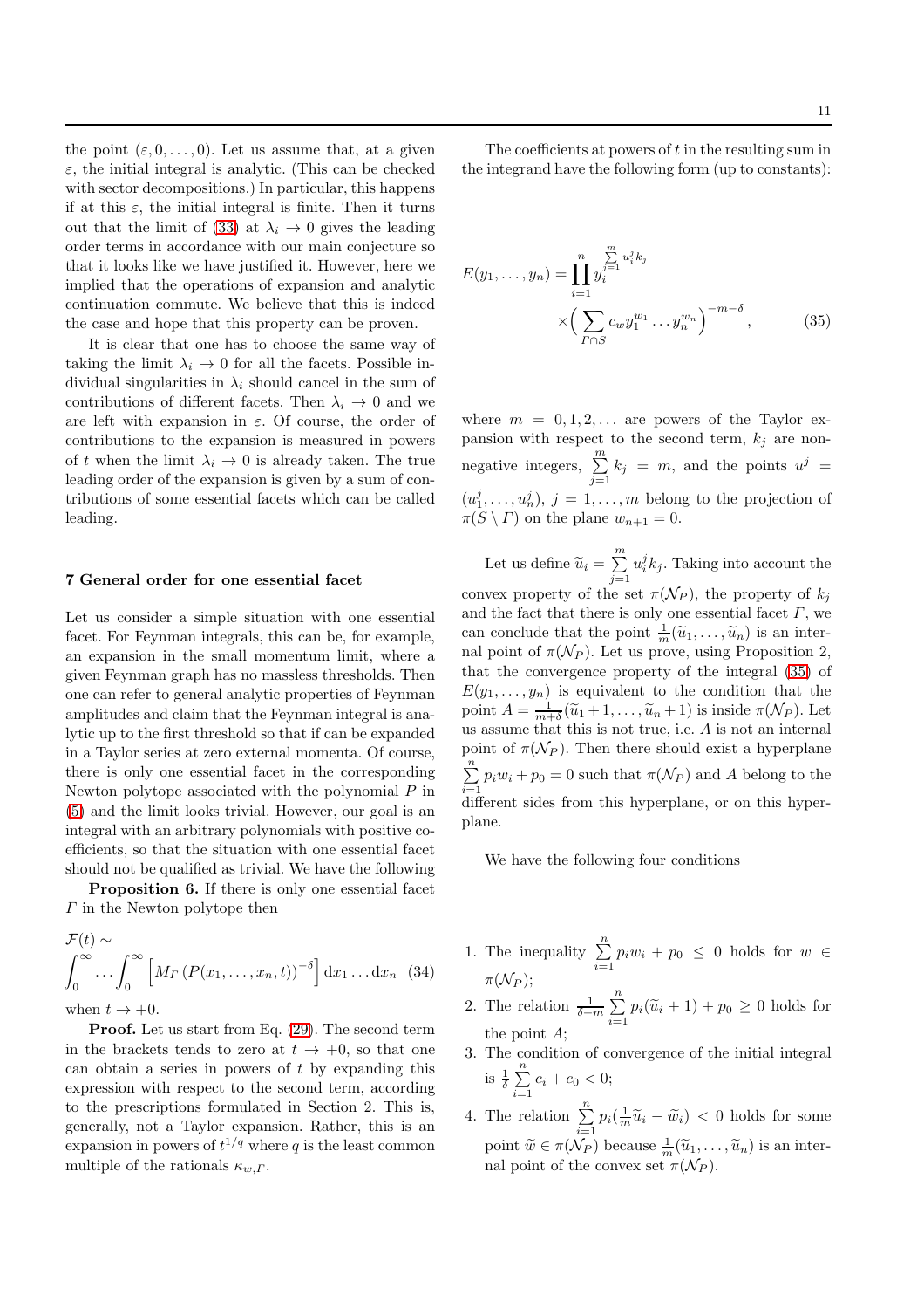the point $(\varepsilon, 0, \ldots, 0)$. Let us assume that, at a given $\varepsilon$, the initial integral is analytic. (This can be checked with sector decompositions.) In particular, this happens if at this $\varepsilon$, the initial integral is finite. Then it turns out that the limit of (33) at $\lambda_i \to 0$ gives the leading order terms in accordance with our main conjecture so that it looks like we have justified it. However, here we implied that the operations of expansion and analytic continuation commute. We believe that this is indeed the case and hope that this property can be proven.

It is clear that one has to choose the same way of taking the limit $\lambda_i \to 0$ for all the facets. Possible individual singularities in $\lambda_i$ should cancel in the sum of contributions of different facets. Then $\lambda_i \to 0$ and we are left with expansion in $\varepsilon$. Of course, the order of contributions to the expansion is measured in powers of $t$ when the limit $\lambda_i \to 0$ is already taken. The true leading order of the expansion is given by a sum of contributions of some essential facets which can be called leading.

## 7 General order for one essential facet

Let us consider a simple situation with one essential facet. For Feynman integrals, this can be, for example, an expansion in the small momentum limit, where a given Feynman graph has no massless thresholds. Then one can refer to general analytic properties of Feynman amplitudes and claim that the Feynman integral is analytic up to the first threshold so that if can be expanded in a Taylor series at zero external momenta. Of course, there is only one essential facet in the corresponding Newton polytope associated with the polynomial $P$ in (5) and the limit looks trivial. However, our goal is an integral with an arbitrary polynomials with positive coefficients, so that the situation with one essential facet should not be qualified as trivial. We have the following

**Proposition 6.** If there is only one essential facet $\Gamma$ in the Newton polytope then

$$
\mathcal{F}(t) \sim \int_0^\infty \ldots \int_0^\infty \left[ M_\Gamma \left( P(x_1, \ldots, x_n, t) \right)^{-\delta} \right] \mathrm{d}x_1 \ldots \mathrm{d}x_n \quad (34)
$$

when $t \to +0$.

**Proof.** Let us start from Eq. (29). The second term in the brackets tends to zero at $t \to +0$, so that one can obtain a series in powers of $t$ by expanding this expression with respect to the second term, according to the prescriptions formulated in Section 2. This is, generally, not a Taylor expansion. Rather, this is an expansion in powers of $t^{1/q}$ where $q$ is the least common multiple of the rationals $\kappa_{w,\Gamma}$.

The coefficients at powers of $t$ in the resulting sum in the integrand have the following form (up to constants):

$$
E(y_1, \ldots, y_n) = \prod_{i=1}^n y_i^{\sum_{j=1}^m u_i^j k_j} \times \Big( \sum_{\Gamma \cap S} c_w y_1^{w_1} \ldots y_n^{w_n} \Big)^{-m-\delta}, \quad (35)
$$

where $m = 0, 1, 2, \ldots$ are powers of the Taylor expansion with respect to the second term, $k_j$ are non-negative integers, $\sum_{j=1}^m k_j = m$, and the points $u^j = (u_1^j, \ldots, u_n^j)$, $j = 1, \ldots, m$ belong to the projection of $\pi(S \setminus \Gamma)$ on the plane $w_{n+1} = 0$.

Let us define $\widetilde{u}_i = \sum_{j=1}^m u_i^j k_j$. Taking into account the convex property of the set $\pi(\mathcal{N}_P)$, the property of $k_j$ and the fact that there is only one essential facet $\Gamma$, we can conclude that the point $\frac{1}{m}(\widetilde{u}_1, \ldots, \widetilde{u}_n)$ is an internal point of $\pi(\mathcal{N}_P)$. Let us prove, using Proposition 2, that the convergence property of the integral (35) of $E(y_1, \ldots, y_n)$ is equivalent to the condition that the point $A = \frac{1}{m+\delta}(\widetilde{u}_1 + 1, \ldots, \widetilde{u}_n + 1)$ is inside $\pi(\mathcal{N}_P)$. Let us assume that this is not true, i.e. $A$ is not an internal point of $\pi(\mathcal{N}_P)$. Then there should exist a hyperplane $\sum_{i=1}^n p_i w_i + p_0 = 0$ such that $\pi(\mathcal{N}_P)$ and $A$ belong to the different sides from this hyperplane, or on this hyperplane.

We have the following four conditions

1. The inequality $\sum_{i=1}^n p_i w_i + p_0 \le 0$ holds for $w \in \pi(\mathcal{N}_P)$;
2. The relation $\frac{1}{\delta+m} \sum_{i=1}^n p_i(\widetilde{u}_i + 1) + p_0 \ge 0$ holds for the point $A$;
3. The condition of convergence of the initial integral is $\frac{1}{\delta} \sum_{i=1}^n c_i + c_0 < 0$;
4. The relation $\sum_{i=1}^n p_i(\frac{1}{m}\widetilde{u}_i - \widetilde{w}_i) < 0$ holds for some point $\widetilde{w} \in \pi(\mathcal{N}_P)$ because $\frac{1}{m}(\widetilde{u}_1, \ldots, \widetilde{u}_n)$ is an internal point of the convex set $\pi(\mathcal{N}_P)$.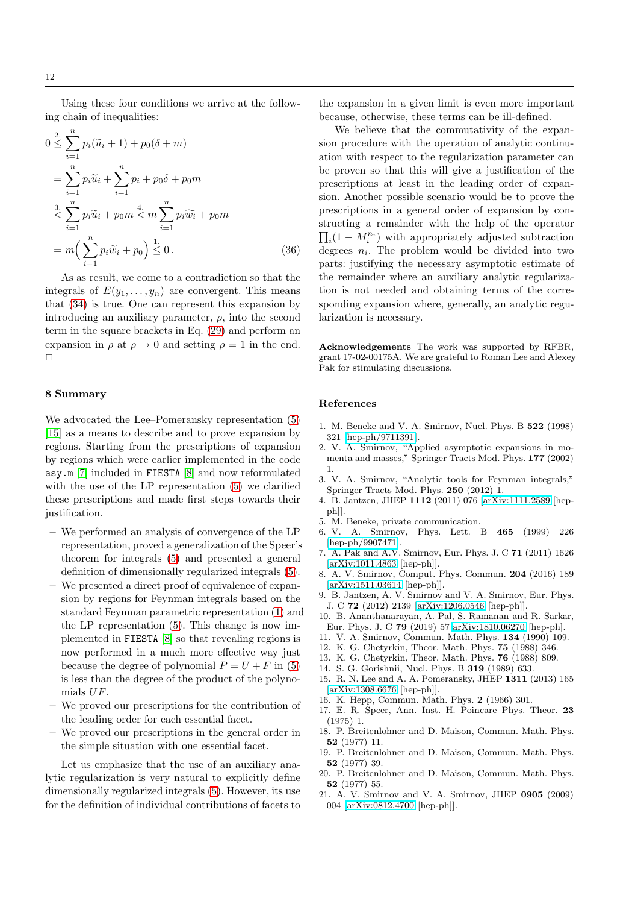Using these four conditions we arrive at the following chain of inequalities:

$$
\begin{aligned}
0 &\stackrel{2.}{\leq} \sum_{i=1}^{n} p_i(\widetilde{u}_i + 1) + p_0(\delta + m) \\
&= \sum_{i=1}^{n} p_i \widetilde{u}_i + \sum_{i=1}^{n} p_i + p_0 \delta + p_0 m \\
&\stackrel{3.}{<} \sum_{i=1}^{n} p_i \widetilde{u}_i + p_0 m \stackrel{4.}{<} m \sum_{i=1}^{n} p_i \widetilde{w_i} + p_0 m \\
&= m\Big( \sum_{i=1}^{n} p_i \widetilde{w}_i + p_0 \Big) \stackrel{1.}{\leq} 0 \,. 
\end{aligned}
\tag{36}
$$

As as result, we come to a contradiction so that the integrals of $E(y_1, \ldots, y_n)$ are convergent. This means that (34) is true. One can represent this expansion by introducing an auxiliary parameter, $\rho$, into the second term in the square brackets in Eq. (29) and perform an expansion in $\rho$ at $\rho \to 0$ and setting $\rho = 1$ in the end. □

## 8 Summary

We advocated the Lee–Pomeransky representation (5) [15] as a means to describe and to prove expansion by regions. Starting from the prescriptions of expansion by regions which were earlier implemented in the code `asy.m` [7] included in `FIESTA` [8] and now reformulated with the use of the LP representation (5) we clarified these prescriptions and made first steps towards their justification.

- We performed an analysis of convergence of the LP representation, proved a generalization of the Speer's theorem for integrals (5) and presented a general definition of dimensionally regularized integrals (5).
- We presented a direct proof of equivalence of expansion by regions for Feynman integrals based on the standard Feynman parametric representation (1) and the LP representation (5). This change is now implemented in `FIESTA` [8] so that revealing regions is now performed in a much more effective way just because the degree of polynomial $P = U + F$ in (5) is less than the degree of the product of the polynomials $UF$.
- We proved our prescriptions for the contribution of the leading order for each essential facet.
- We proved our prescriptions in the general order in the simple situation with one essential facet.

Let us emphasize that the use of an auxiliary analytic regularization is very natural to explicitly define dimensionally regularized integrals (5). However, its use for the definition of individual contributions of facets to the expansion in a given limit is even more important because, otherwise, these terms can be ill-defined.

We believe that the commutativity of the expansion procedure with the operation of analytic continuation with respect to the regularization parameter can be proven so that this will give a justification of the prescriptions at least in the leading order of expansion. Another possible scenario would be to prove the prescriptions in a general order of expansion by constructing a remainder with the help of the operator $\prod_i (1 - M_i^{n_i})$ with appropriately adjusted subtraction degrees $n_i$. The problem would be divided into two parts: justifying the necessary asymptotic estimate of the remainder where an auxiliary analytic regularization is not needed and obtaining terms of the corresponding expansion where, generally, an analytic regularization is necessary.

**Acknowledgements** The work was supported by RFBR, grant 17-02-00175A. We are grateful to Roman Lee and Alexey Pak for stimulating discussions.

## References

1. M. Beneke and V. A. Smirnov, Nucl. Phys. B **522** (1998) 321 [hep-ph/9711391].
2. V. A. Smirnov, "Applied asymptotic expansions in momenta and masses," Springer Tracts Mod. Phys. **177** (2002) 1.
3. V. A. Smirnov, "Analytic tools for Feynman integrals," Springer Tracts Mod. Phys. **250** (2012) 1.
4. B. Jantzen, JHEP **1112** (2011) 076 [arXiv:1111.2589 [hep-ph]].
5. M. Beneke, private communication.
6. V. A. Smirnov, Phys. Lett. B **465** (1999) 226 [hep-ph/9907471].
7. A. Pak and A.V. Smirnov, Eur. Phys. J. C **71** (2011) 1626 [arXiv:1011.4863 [hep-ph]].
8. A. V. Smirnov, Comput. Phys. Commun. **204** (2016) 189 [arXiv:1511.03614 [hep-ph]].
9. B. Jantzen, A. V. Smirnov and V. A. Smirnov, Eur. Phys. J. C **72** (2012) 2139 [arXiv:1206.0546 [hep-ph]].
10. B. Ananthanarayan, A. Pal, S. Ramanan and R. Sarkar, Eur. Phys. J. C **79** (2019) 57 arXiv:1810.06270 [hep-ph].
11. V. A. Smirnov, Commun. Math. Phys. **134** (1990) 109.
12. K. G. Chetyrkin, Theor. Math. Phys. **75** (1988) 346.
13. K. G. Chetyrkin, Theor. Math. Phys. **76** (1988) 809.
14. S. G. Gorishnii, Nucl. Phys. B **319** (1989) 633.
15. R. N. Lee and A. A. Pomeransky, JHEP **1311** (2013) 165 [arXiv:1308.6676 [hep-ph]].
16. K. Hepp, Commun. Math. Phys. **2** (1966) 301.
17. E. R. Speer, Ann. Inst. H. Poincare Phys. Theor. **23** (1975) 1.
18. P. Breitenlohner and D. Maison, Commun. Math. Phys. **52** (1977) 11.
19. P. Breitenlohner and D. Maison, Commun. Math. Phys. **52** (1977) 39.
20. P. Breitenlohner and D. Maison, Commun. Math. Phys. **52** (1977) 55.
21. A. V. Smirnov and V. A. Smirnov, JHEP **0905** (2009) 004 [arXiv:0812.4700 [hep-ph]].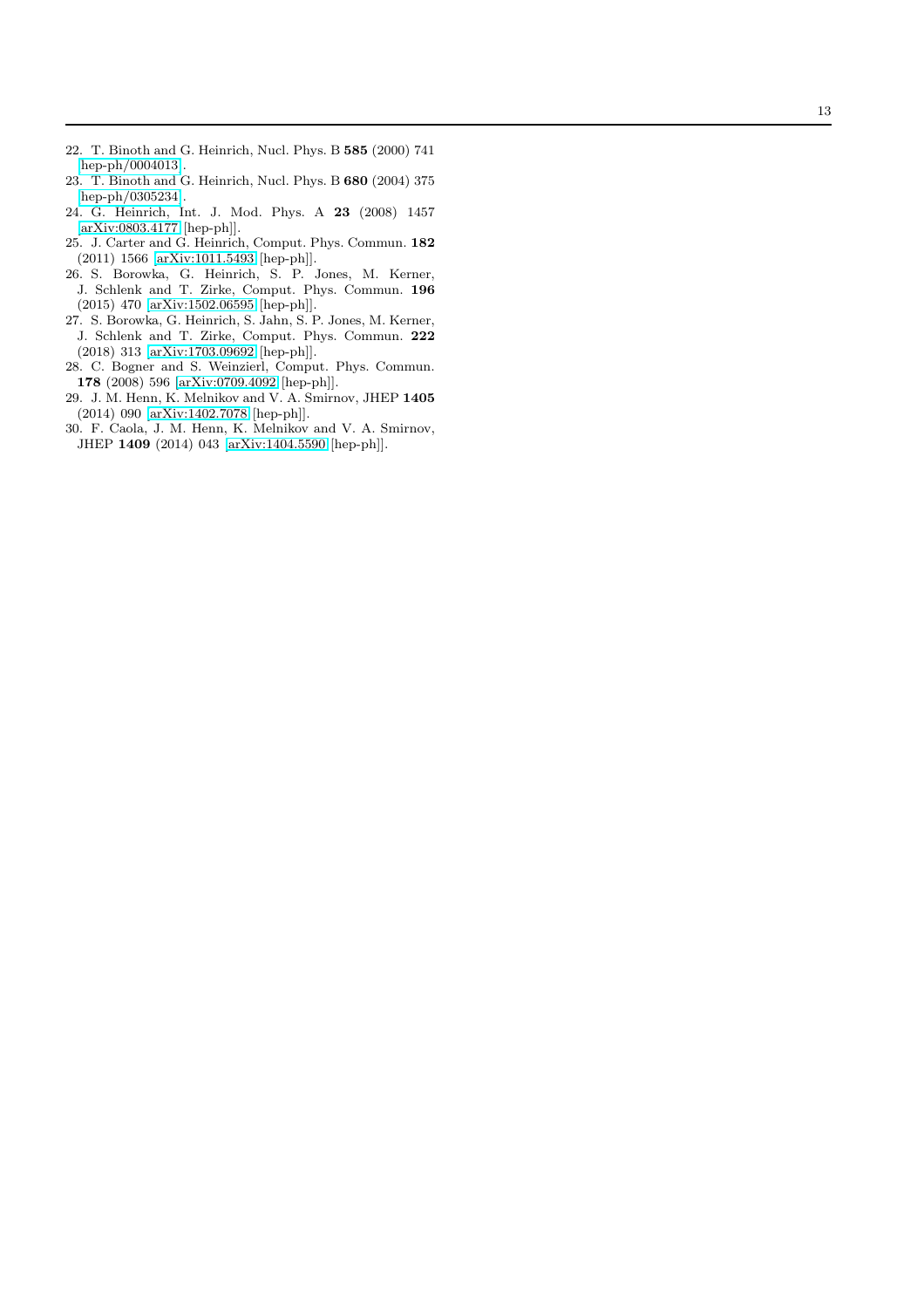22. T. Binoth and G. Heinrich, Nucl. Phys. B **585** (2000) 741 [hep-ph/0004013].
23. T. Binoth and G. Heinrich, Nucl. Phys. B **680** (2004) 375 [hep-ph/0305234].
24. G. Heinrich, Int. J. Mod. Phys. A **23** (2008) 1457 [arXiv:0803.4177 [hep-ph]].
25. J. Carter and G. Heinrich, Comput. Phys. Commun. **182** (2011) 1566 [arXiv:1011.5493 [hep-ph]].
26. S. Borowka, G. Heinrich, S. P. Jones, M. Kerner, J. Schlenk and T. Zirke, Comput. Phys. Commun. **196** (2015) 470 [arXiv:1502.06595 [hep-ph]].
27. S. Borowka, G. Heinrich, S. Jahn, S. P. Jones, M. Kerner, J. Schlenk and T. Zirke, Comput. Phys. Commun. **222** (2018) 313 [arXiv:1703.09692 [hep-ph]].
28. C. Bogner and S. Weinzierl, Comput. Phys. Commun. **178** (2008) 596 [arXiv:0709.4092 [hep-ph]].
29. J. M. Henn, K. Melnikov and V. A. Smirnov, JHEP **1405** (2014) 090 [arXiv:1402.7078 [hep-ph]].
30. F. Caola, J. M. Henn, K. Melnikov and V. A. Smirnov, JHEP **1409** (2014) 043 [arXiv:1404.5590 [hep-ph]].